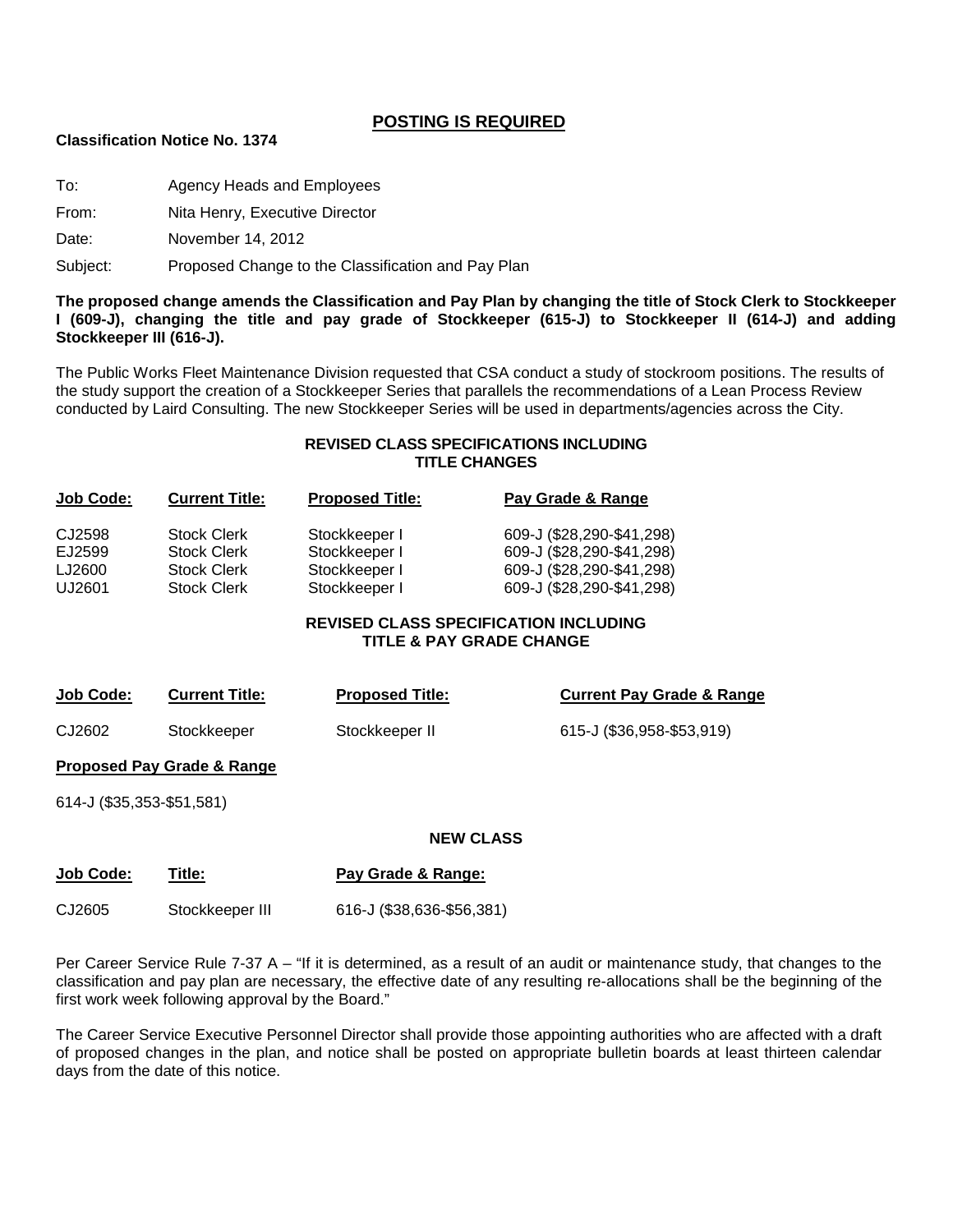# POSTING IS REQUIRED

**Classification Notice No. 1374**

| | |
|---|---|
| To: | Agency Heads and Employees |
| From: | Nita Henry, Executive Director |
| Date: | November 14, 2012 |
| Subject: | Proposed Change to the Classification and Pay Plan |

**The proposed change amends the Classification and Pay Plan by changing the title of Stock Clerk to Stockkeeper I (609-J), changing the title and pay grade of Stockkeeper (615-J) to Stockkeeper II (614-J) and adding Stockkeeper III (616-J).**

The Public Works Fleet Maintenance Division requested that CSA conduct a study of stockroom positions. The results of the study support the creation of a Stockkeeper Series that parallels the recommendations of a Lean Process Review conducted by Laird Consulting. The new Stockkeeper Series will be used in departments/agencies across the City.

## REVISED CLASS SPECIFICATIONS INCLUDING TITLE CHANGES

| Job Code: | Current Title: | Proposed Title: | Pay Grade & Range |
|---|---|---|---|
| CJ2598 | Stock Clerk | Stockkeeper I | 609-J ($28,290-$41,298) |
| EJ2599 | Stock Clerk | Stockkeeper I | 609-J ($28,290-$41,298) |
| LJ2600 | Stock Clerk | Stockkeeper I | 609-J ($28,290-$41,298) |
| UJ2601 | Stock Clerk | Stockkeeper I | 609-J ($28,290-$41,298) |

## REVISED CLASS SPECIFICATION INCLUDING TITLE & PAY GRADE CHANGE

| Job Code: | Current Title: | Proposed Title: | Current Pay Grade & Range |
|---|---|---|---|
| CJ2602 | Stockkeeper | Stockkeeper II | 615-J ($36,958-$53,919) |

**Proposed Pay Grade & Range**

614-J ($35,353-$51,581)

## NEW CLASS

| Job Code: | Title: | Pay Grade & Range: |
|---|---|---|
| CJ2605 | Stockkeeper III | 616-J ($38,636-$56,381) |

Per Career Service Rule 7-37 A – "If it is determined, as a result of an audit or maintenance study, that changes to the classification and pay plan are necessary, the effective date of any resulting re-allocations shall be the beginning of the first work week following approval by the Board."

The Career Service Executive Personnel Director shall provide those appointing authorities who are affected with a draft of proposed changes in the plan, and notice shall be posted on appropriate bulletin boards at least thirteen calendar days from the date of this notice.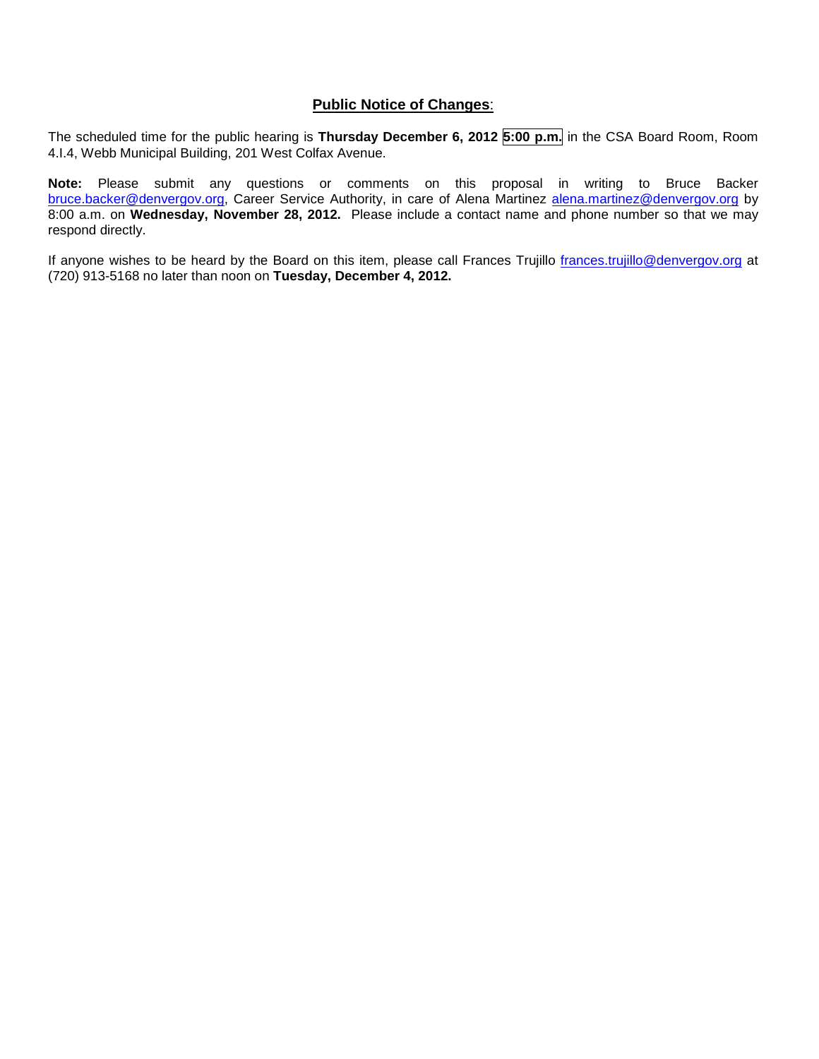**Public Notice of Changes**:

The scheduled time for the public hearing is **Thursday December 6, 2012 5:00 p.m.** in the CSA Board Room, Room 4.I.4, Webb Municipal Building, 201 West Colfax Avenue.

**Note:** Please submit any questions or comments on this proposal in writing to Bruce Backer bruce.backer@denvergov.org, Career Service Authority, in care of Alena Martinez alena.martinez@denvergov.org by 8:00 a.m. on **Wednesday, November 28, 2012.** Please include a contact name and phone number so that we may respond directly.

If anyone wishes to be heard by the Board on this item, please call Frances Trujillo frances.trujillo@denvergov.org at (720) 913-5168 no later than noon on **Tuesday, December 4, 2012.**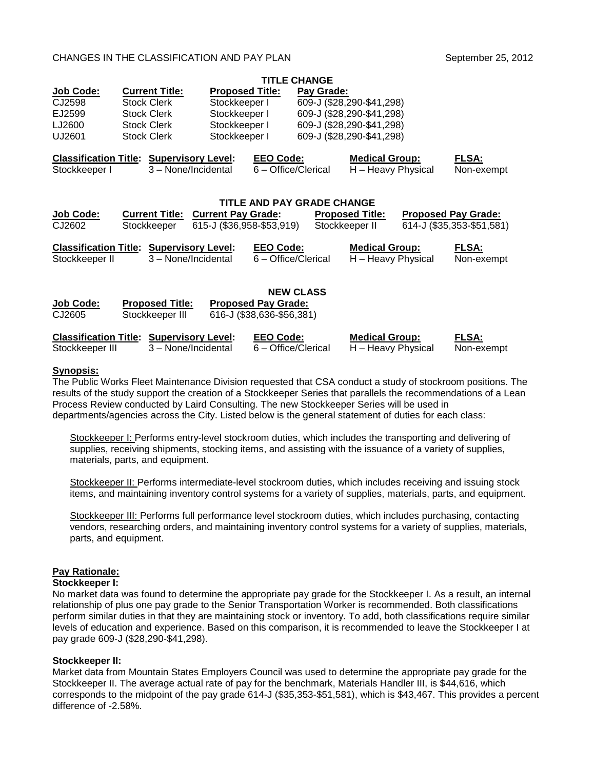CHANGES IN THE CLASSIFICATION AND PAY PLAN September 25, 2012

## TITLE CHANGE

| Job Code: | Current Title: | Proposed Title: | Pay Grade: |
|---|---|---|---|
| CJ2598 | Stock Clerk | Stockkeeper I | 609-J ($28,290-$41,298) |
| EJ2599 | Stock Clerk | Stockkeeper I | 609-J ($28,290-$41,298) |
| LJ2600 | Stock Clerk | Stockkeeper I | 609-J ($28,290-$41,298) |
| UJ2601 | Stock Clerk | Stockkeeper I | 609-J ($28,290-$41,298) |

| Classification Title: | Supervisory Level: | EEO Code: | Medical Group: | FLSA: |
|---|---|---|---|---|
| Stockkeeper I | 3 – None/Incidental | 6 – Office/Clerical | H – Heavy Physical | Non-exempt |

## TITLE AND PAY GRADE CHANGE

| Job Code: | Current Title: | Current Pay Grade: | Proposed Title: | Proposed Pay Grade: |
|---|---|---|---|---|
| CJ2602 | Stockkeeper | 615-J ($36,958-$53,919) | Stockkeeper II | 614-J ($35,353-$51,581) |

| Classification Title: | Supervisory Level: | EEO Code: | Medical Group: | FLSA: |
|---|---|---|---|---|
| Stockkeeper II | 3 – None/Incidental | 6 – Office/Clerical | H – Heavy Physical | Non-exempt |

## NEW CLASS

| Job Code: | Proposed Title: | Proposed Pay Grade: |
|---|---|---|
| CJ2605 | Stockkeeper III | 616-J ($38,636-$56,381) |

| Classification Title: | Supervisory Level: | EEO Code: | Medical Group: | FLSA: |
|---|---|---|---|---|
| Stockkeeper III | 3 – None/Incidental | 6 – Office/Clerical | H – Heavy Physical | Non-exempt |

**Synopsis:**

The Public Works Fleet Maintenance Division requested that CSA conduct a study of stockroom positions. The results of the study support the creation of a Stockkeeper Series that parallels the recommendations of a Lean Process Review conducted by Laird Consulting. The new Stockkeeper Series will be used in departments/agencies across the City. Listed below is the general statement of duties for each class:

Stockkeeper I: Performs entry-level stockroom duties, which includes the transporting and delivering of supplies, receiving shipments, stocking items, and assisting with the issuance of a variety of supplies, materials, parts, and equipment.

Stockkeeper II: Performs intermediate-level stockroom duties, which includes receiving and issuing stock items, and maintaining inventory control systems for a variety of supplies, materials, parts, and equipment.

Stockkeeper III: Performs full performance level stockroom duties, which includes purchasing, contacting vendors, researching orders, and maintaining inventory control systems for a variety of supplies, materials, parts, and equipment.

**Pay Rationale:**

**Stockkeeper I:**

No market data was found to determine the appropriate pay grade for the Stockkeeper I. As a result, an internal relationship of plus one pay grade to the Senior Transportation Worker is recommended. Both classifications perform similar duties in that they are maintaining stock or inventory. To add, both classifications require similar levels of education and experience. Based on this comparison, it is recommended to leave the Stockkeeper I at pay grade 609-J ($28,290-$41,298).

**Stockkeeper II:**

Market data from Mountain States Employers Council was used to determine the appropriate pay grade for the Stockkeeper II. The average actual rate of pay for the benchmark, Materials Handler III, is $44,616, which corresponds to the midpoint of the pay grade 614-J ($35,353-$51,581), which is $43,467. This provides a percent difference of -2.58%.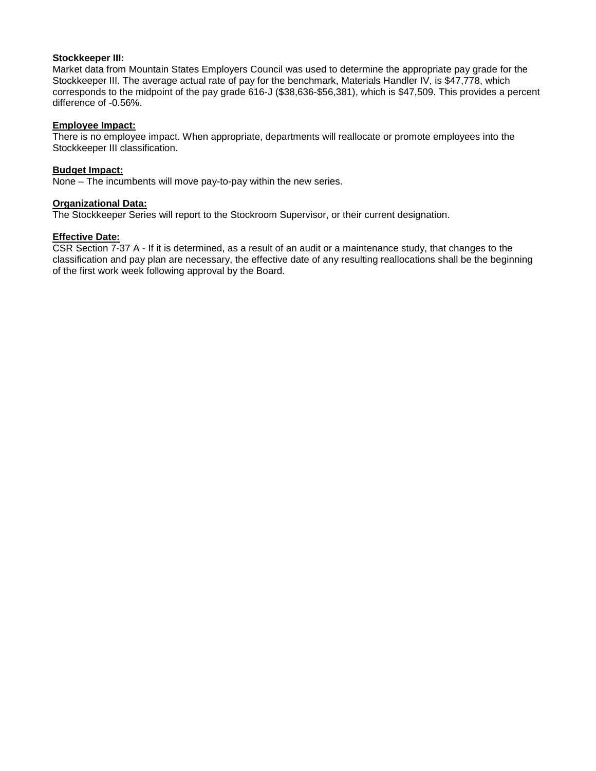**Stockkeeper III:**
Market data from Mountain States Employers Council was used to determine the appropriate pay grade for the Stockkeeper III. The average actual rate of pay for the benchmark, Materials Handler IV, is $47,778, which corresponds to the midpoint of the pay grade 616-J ($38,636-$56,381), which is $47,509. This provides a percent difference of -0.56%.

**Employee Impact:**
There is no employee impact. When appropriate, departments will reallocate or promote employees into the Stockkeeper III classification.

**Budget Impact:**
None – The incumbents will move pay-to-pay within the new series.

**Organizational Data:**
The Stockkeeper Series will report to the Stockroom Supervisor, or their current designation.

**Effective Date:**
CSR Section 7-37 A - If it is determined, as a result of an audit or a maintenance study, that changes to the classification and pay plan are necessary, the effective date of any resulting reallocations shall be the beginning of the first work week following approval by the Board.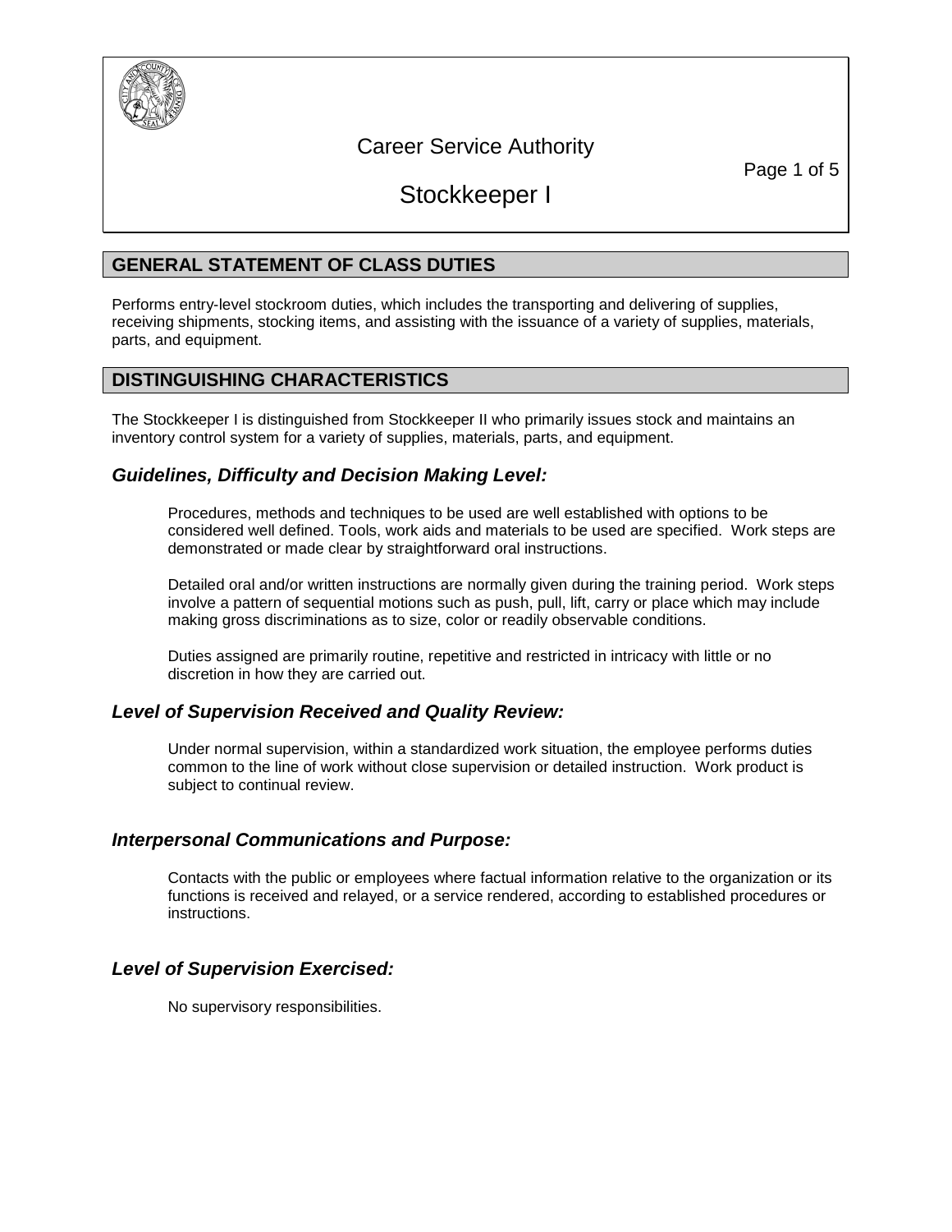# Career Service Authority

# Stockkeeper I

## GENERAL STATEMENT OF CLASS DUTIES

Performs entry-level stockroom duties, which includes the transporting and delivering of supplies, receiving shipments, stocking items, and assisting with the issuance of a variety of supplies, materials, parts, and equipment.

## DISTINGUISHING CHARACTERISTICS

The Stockkeeper I is distinguished from Stockkeeper II who primarily issues stock and maintains an inventory control system for a variety of supplies, materials, parts, and equipment.

### *Guidelines, Difficulty and Decision Making Level:*

Procedures, methods and techniques to be used are well established with options to be considered well defined. Tools, work aids and materials to be used are specified. Work steps are demonstrated or made clear by straightforward oral instructions.

Detailed oral and/or written instructions are normally given during the training period. Work steps involve a pattern of sequential motions such as push, pull, lift, carry or place which may include making gross discriminations as to size, color or readily observable conditions.

Duties assigned are primarily routine, repetitive and restricted in intricacy with little or no discretion in how they are carried out.

### *Level of Supervision Received and Quality Review:*

Under normal supervision, within a standardized work situation, the employee performs duties common to the line of work without close supervision or detailed instruction. Work product is subject to continual review.

### *Interpersonal Communications and Purpose:*

Contacts with the public or employees where factual information relative to the organization or its functions is received and relayed, or a service rendered, according to established procedures or instructions.

### *Level of Supervision Exercised:*

No supervisory responsibilities.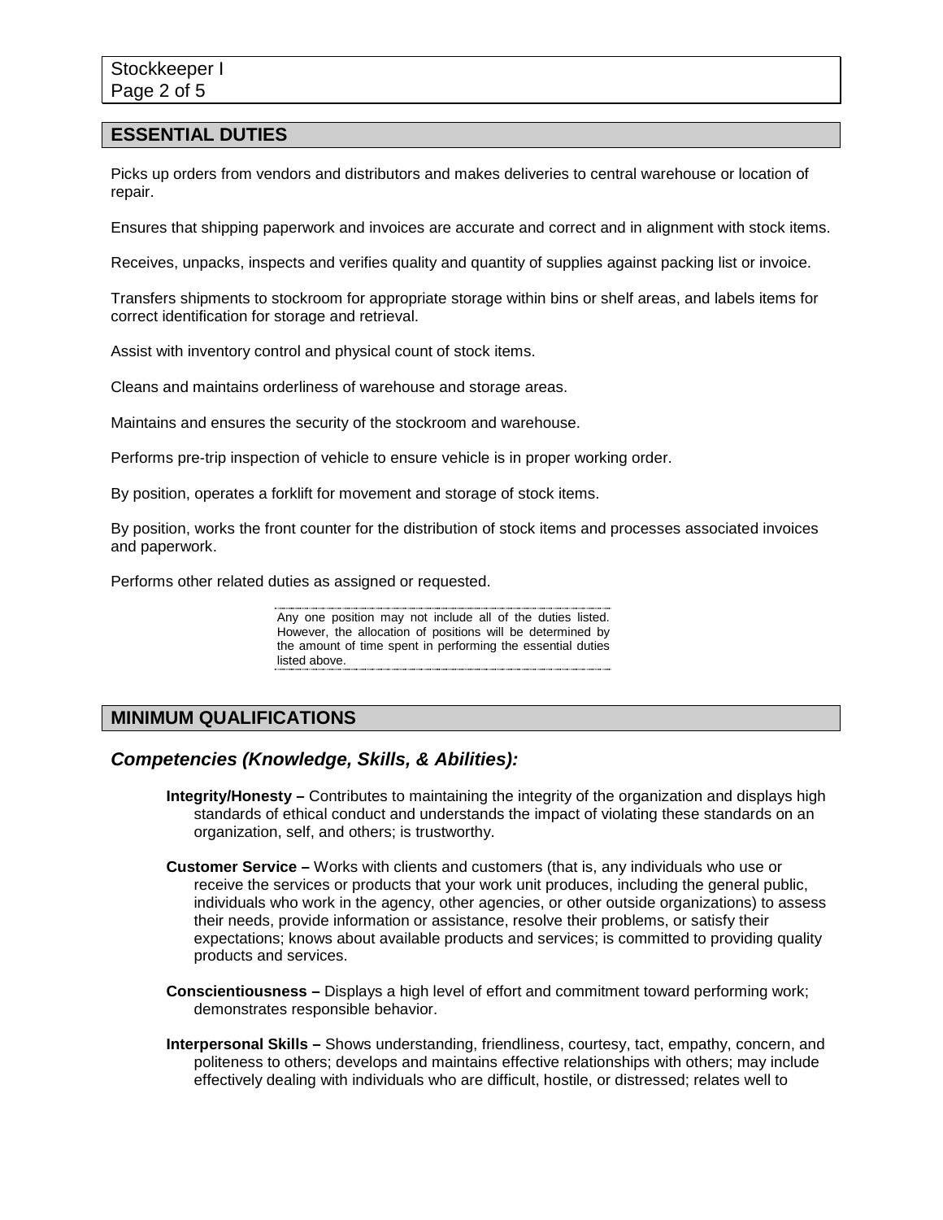## ESSENTIAL DUTIES

Picks up orders from vendors and distributors and makes deliveries to central warehouse or location of repair.

Ensures that shipping paperwork and invoices are accurate and correct and in alignment with stock items.

Receives, unpacks, inspects and verifies quality and quantity of supplies against packing list or invoice.

Transfers shipments to stockroom for appropriate storage within bins or shelf areas, and labels items for correct identification for storage and retrieval.

Assist with inventory control and physical count of stock items.

Cleans and maintains orderliness of warehouse and storage areas.

Maintains and ensures the security of the stockroom and warehouse.

Performs pre-trip inspection of vehicle to ensure vehicle is in proper working order.

By position, operates a forklift for movement and storage of stock items.

By position, works the front counter for the distribution of stock items and processes associated invoices and paperwork.

Performs other related duties as assigned or requested.

> Any one position may not include all of the duties listed. However, the allocation of positions will be determined by the amount of time spent in performing the essential duties listed above.

## MINIMUM QUALIFICATIONS

### *Competencies (Knowledge, Skills, & Abilities):*

**Integrity/Honesty –** Contributes to maintaining the integrity of the organization and displays high standards of ethical conduct and understands the impact of violating these standards on an organization, self, and others; is trustworthy.

**Customer Service –** Works with clients and customers (that is, any individuals who use or receive the services or products that your work unit produces, including the general public, individuals who work in the agency, other agencies, or other outside organizations) to assess their needs, provide information or assistance, resolve their problems, or satisfy their expectations; knows about available products and services; is committed to providing quality products and services.

**Conscientiousness –** Displays a high level of effort and commitment toward performing work; demonstrates responsible behavior.

**Interpersonal Skills –** Shows understanding, friendliness, courtesy, tact, empathy, concern, and politeness to others; develops and maintains effective relationships with others; may include effectively dealing with individuals who are difficult, hostile, or distressed; relates well to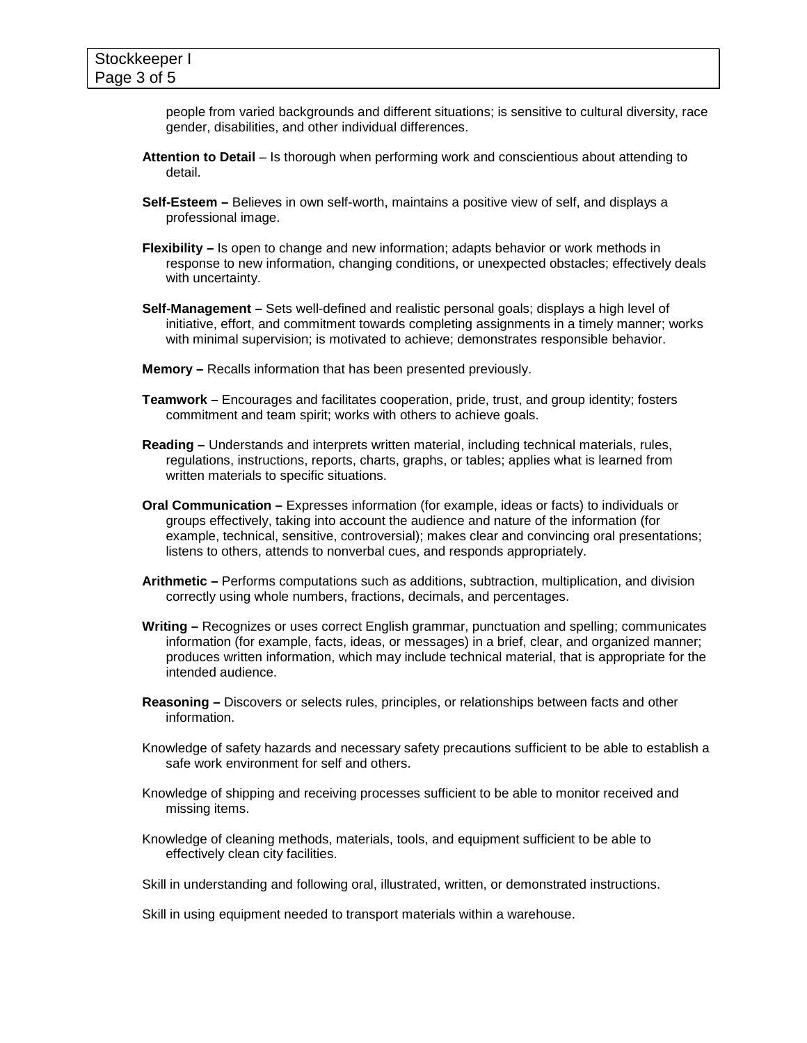people from varied backgrounds and different situations; is sensitive to cultural diversity, race gender, disabilities, and other individual differences.

**Attention to Detail** – Is thorough when performing work and conscientious about attending to detail.

**Self-Esteem –** Believes in own self-worth, maintains a positive view of self, and displays a professional image.

**Flexibility –** Is open to change and new information; adapts behavior or work methods in response to new information, changing conditions, or unexpected obstacles; effectively deals with uncertainty.

**Self-Management –** Sets well-defined and realistic personal goals; displays a high level of initiative, effort, and commitment towards completing assignments in a timely manner; works with minimal supervision; is motivated to achieve; demonstrates responsible behavior.

**Memory –** Recalls information that has been presented previously.

**Teamwork –** Encourages and facilitates cooperation, pride, trust, and group identity; fosters commitment and team spirit; works with others to achieve goals.

**Reading –** Understands and interprets written material, including technical materials, rules, regulations, instructions, reports, charts, graphs, or tables; applies what is learned from written materials to specific situations.

**Oral Communication –** Expresses information (for example, ideas or facts) to individuals or groups effectively, taking into account the audience and nature of the information (for example, technical, sensitive, controversial); makes clear and convincing oral presentations; listens to others, attends to nonverbal cues, and responds appropriately.

**Arithmetic –** Performs computations such as additions, subtraction, multiplication, and division correctly using whole numbers, fractions, decimals, and percentages.

**Writing –** Recognizes or uses correct English grammar, punctuation and spelling; communicates information (for example, facts, ideas, or messages) in a brief, clear, and organized manner; produces written information, which may include technical material, that is appropriate for the intended audience.

**Reasoning –** Discovers or selects rules, principles, or relationships between facts and other information.

Knowledge of safety hazards and necessary safety precautions sufficient to be able to establish a safe work environment for self and others.

Knowledge of shipping and receiving processes sufficient to be able to monitor received and missing items.

Knowledge of cleaning methods, materials, tools, and equipment sufficient to be able to effectively clean city facilities.

Skill in understanding and following oral, illustrated, written, or demonstrated instructions.

Skill in using equipment needed to transport materials within a warehouse.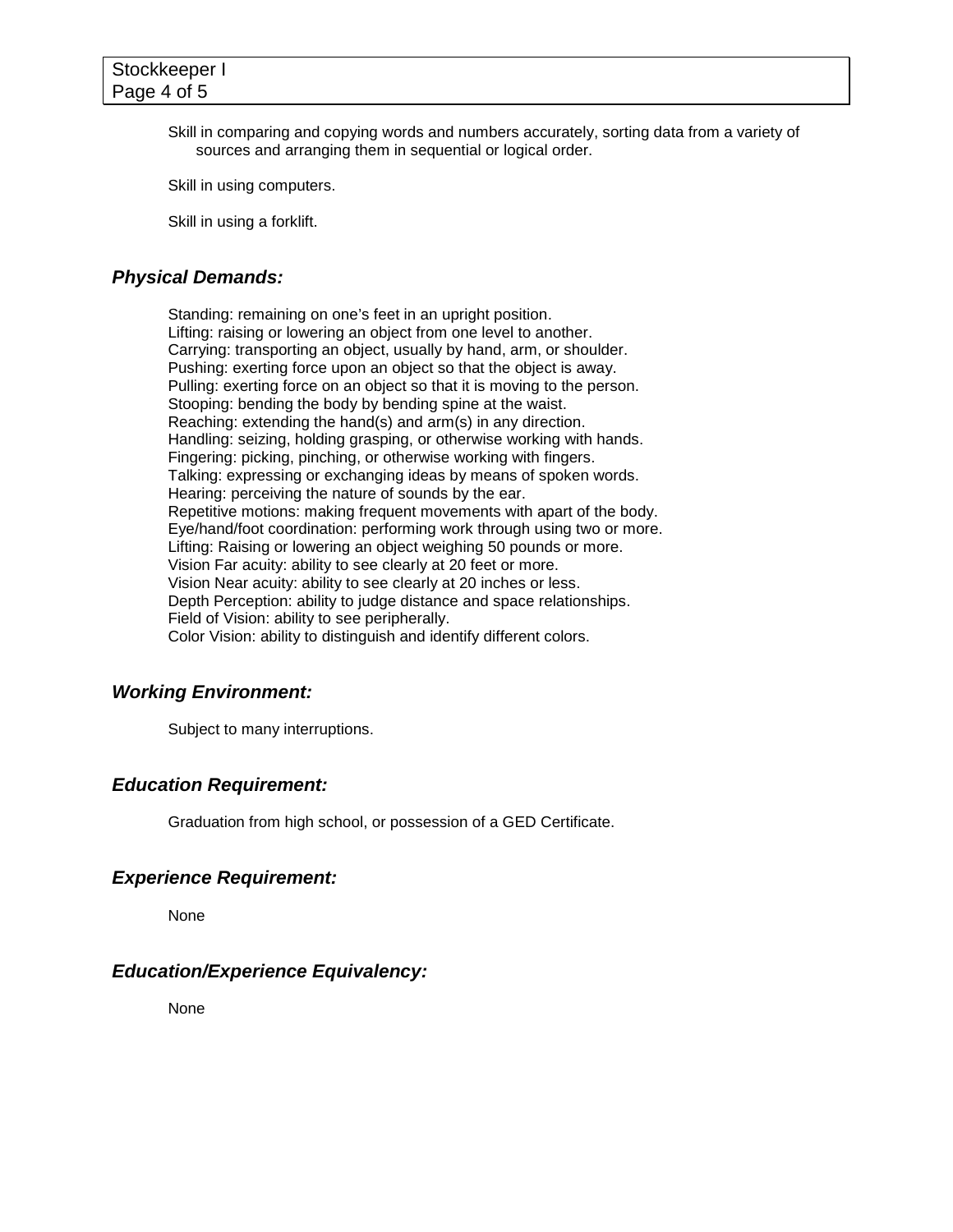Skill in comparing and copying words and numbers accurately, sorting data from a variety of sources and arranging them in sequential or logical order.

Skill in using computers.

Skill in using a forklift.

### *Physical Demands:*

Standing: remaining on one's feet in an upright position.
Lifting: raising or lowering an object from one level to another.
Carrying: transporting an object, usually by hand, arm, or shoulder.
Pushing: exerting force upon an object so that the object is away.
Pulling: exerting force on an object so that it is moving to the person.
Stooping: bending the body by bending spine at the waist.
Reaching: extending the hand(s) and arm(s) in any direction.
Handling: seizing, holding grasping, or otherwise working with hands.
Fingering: picking, pinching, or otherwise working with fingers.
Talking: expressing or exchanging ideas by means of spoken words.
Hearing: perceiving the nature of sounds by the ear.
Repetitive motions: making frequent movements with apart of the body.
Eye/hand/foot coordination: performing work through using two or more.
Lifting: Raising or lowering an object weighing 50 pounds or more.
Vision Far acuity: ability to see clearly at 20 feet or more.
Vision Near acuity: ability to see clearly at 20 inches or less.
Depth Perception: ability to judge distance and space relationships.
Field of Vision: ability to see peripherally.
Color Vision: ability to distinguish and identify different colors.

### *Working Environment:*

Subject to many interruptions.

### *Education Requirement:*

Graduation from high school, or possession of a GED Certificate.

### *Experience Requirement:*

None

### *Education/Experience Equivalency:*

None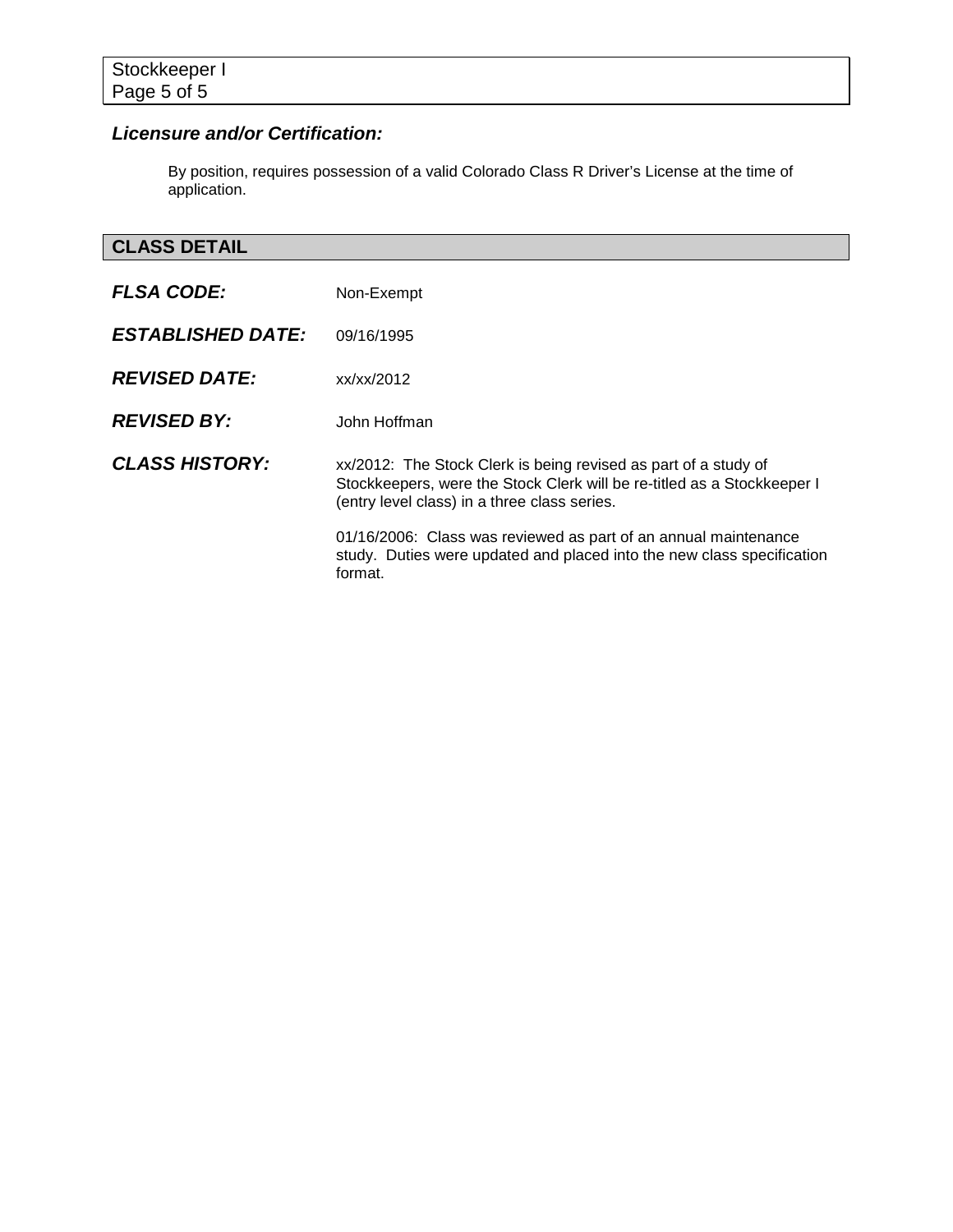### *Licensure and/or Certification:*

By position, requires possession of a valid Colorado Class R Driver's License at the time of application.

## CLASS DETAIL

***FLSA CODE:*** Non-Exempt

***ESTABLISHED DATE:*** 09/16/1995

***REVISED DATE:*** xx/xx/2012

***REVISED BY:*** John Hoffman

***CLASS HISTORY:*** xx/2012: The Stock Clerk is being revised as part of a study of Stockkeepers, were the Stock Clerk will be re-titled as a Stockkeeper I (entry level class) in a three class series.

01/16/2006: Class was reviewed as part of an annual maintenance study. Duties were updated and placed into the new class specification format.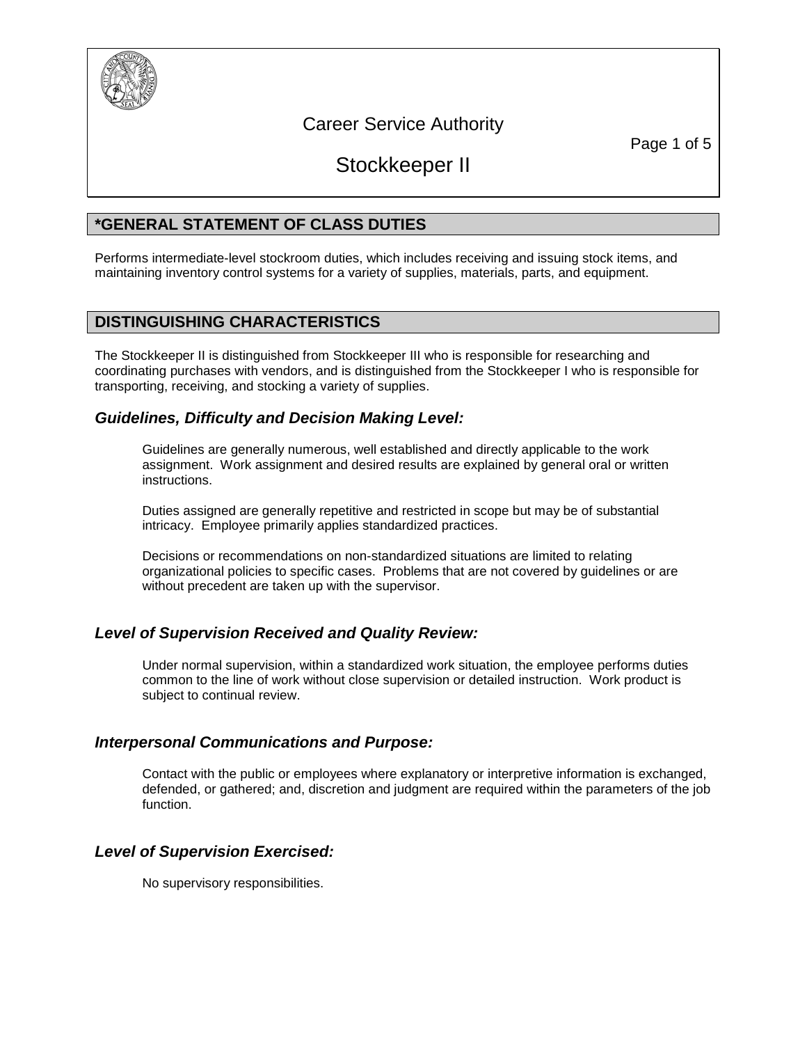# Career Service Authority

# Stockkeeper II

## *GENERAL STATEMENT OF CLASS DUTIES

Performs intermediate-level stockroom duties, which includes receiving and issuing stock items, and maintaining inventory control systems for a variety of supplies, materials, parts, and equipment.

## DISTINGUISHING CHARACTERISTICS

The Stockkeeper II is distinguished from Stockkeeper III who is responsible for researching and coordinating purchases with vendors, and is distinguished from the Stockkeeper I who is responsible for transporting, receiving, and stocking a variety of supplies.

### *Guidelines, Difficulty and Decision Making Level:*

Guidelines are generally numerous, well established and directly applicable to the work assignment. Work assignment and desired results are explained by general oral or written instructions.

Duties assigned are generally repetitive and restricted in scope but may be of substantial intricacy. Employee primarily applies standardized practices.

Decisions or recommendations on non-standardized situations are limited to relating organizational policies to specific cases. Problems that are not covered by guidelines or are without precedent are taken up with the supervisor.

### *Level of Supervision Received and Quality Review:*

Under normal supervision, within a standardized work situation, the employee performs duties common to the line of work without close supervision or detailed instruction. Work product is subject to continual review.

### *Interpersonal Communications and Purpose:*

Contact with the public or employees where explanatory or interpretive information is exchanged, defended, or gathered; and, discretion and judgment are required within the parameters of the job function.

### *Level of Supervision Exercised:*

No supervisory responsibilities.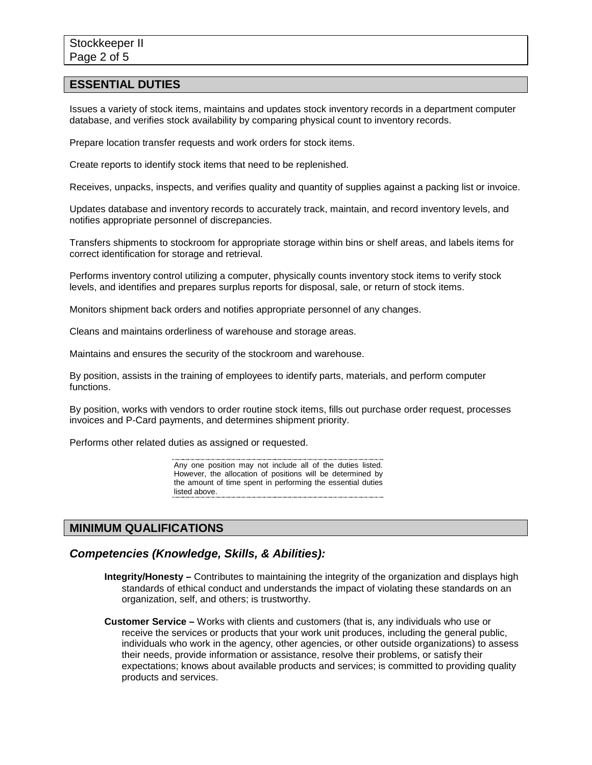## ESSENTIAL DUTIES

Issues a variety of stock items, maintains and updates stock inventory records in a department computer database, and verifies stock availability by comparing physical count to inventory records.

Prepare location transfer requests and work orders for stock items.

Create reports to identify stock items that need to be replenished.

Receives, unpacks, inspects, and verifies quality and quantity of supplies against a packing list or invoice.

Updates database and inventory records to accurately track, maintain, and record inventory levels, and notifies appropriate personnel of discrepancies.

Transfers shipments to stockroom for appropriate storage within bins or shelf areas, and labels items for correct identification for storage and retrieval.

Performs inventory control utilizing a computer, physically counts inventory stock items to verify stock levels, and identifies and prepares surplus reports for disposal, sale, or return of stock items.

Monitors shipment back orders and notifies appropriate personnel of any changes.

Cleans and maintains orderliness of warehouse and storage areas.

Maintains and ensures the security of the stockroom and warehouse.

By position, assists in the training of employees to identify parts, materials, and perform computer functions.

By position, works with vendors to order routine stock items, fills out purchase order request, processes invoices and P-Card payments, and determines shipment priority.

Performs other related duties as assigned or requested.

> Any one position may not include all of the duties listed. However, the allocation of positions will be determined by the amount of time spent in performing the essential duties listed above.

## MINIMUM QUALIFICATIONS

### *Competencies (Knowledge, Skills, & Abilities):*

**Integrity/Honesty –** Contributes to maintaining the integrity of the organization and displays high standards of ethical conduct and understands the impact of violating these standards on an organization, self, and others; is trustworthy.

**Customer Service –** Works with clients and customers (that is, any individuals who use or receive the services or products that your work unit produces, including the general public, individuals who work in the agency, other agencies, or other outside organizations) to assess their needs, provide information or assistance, resolve their problems, or satisfy their expectations; knows about available products and services; is committed to providing quality products and services.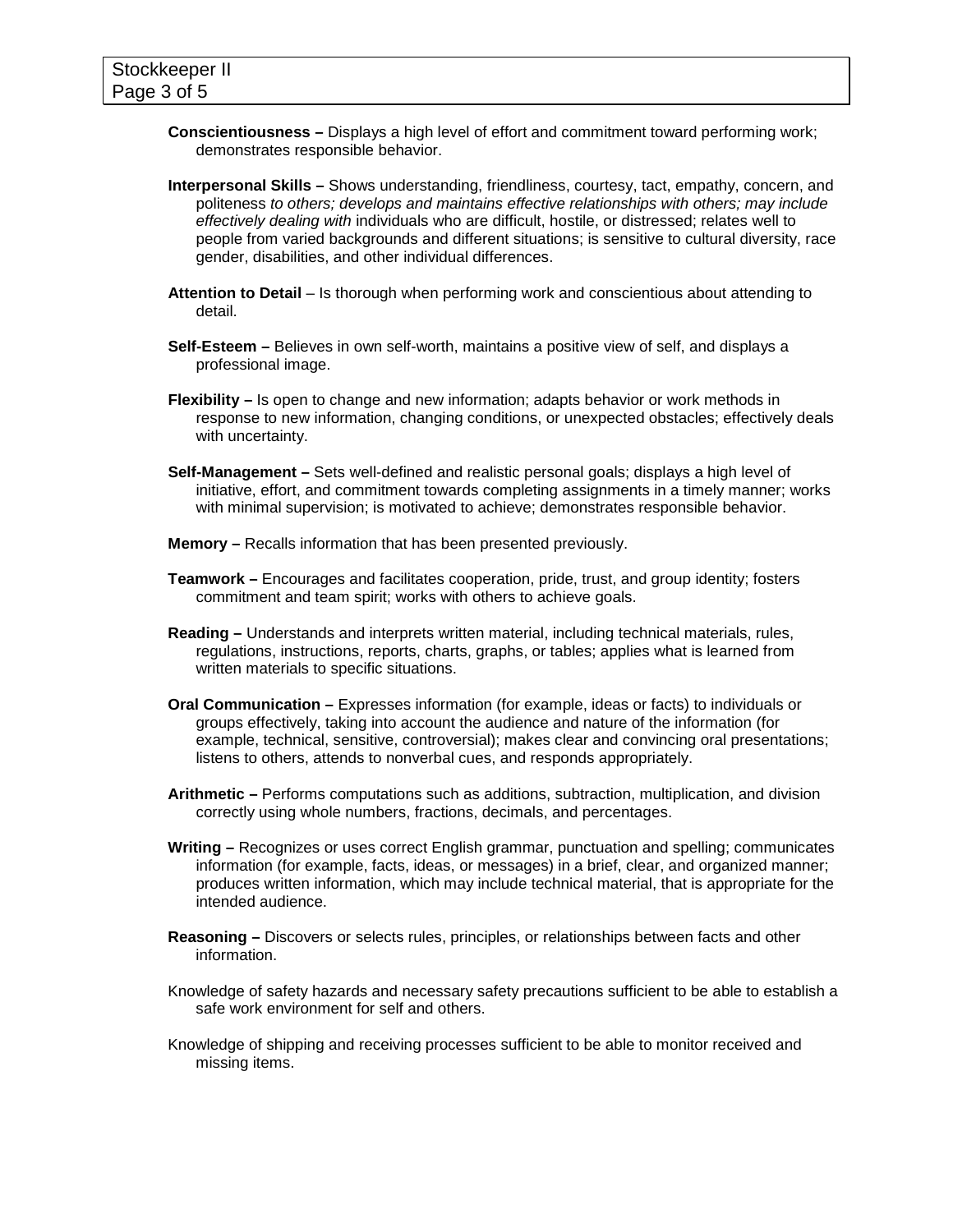**Conscientiousness –** Displays a high level of effort and commitment toward performing work; demonstrates responsible behavior.

**Interpersonal Skills –** Shows understanding, friendliness, courtesy, tact, empathy, concern, and politeness *to others; develops and maintains effective relationships with others; may include effectively dealing with* individuals who are difficult, hostile, or distressed; relates well to people from varied backgrounds and different situations; is sensitive to cultural diversity, race gender, disabilities, and other individual differences.

**Attention to Detail** – Is thorough when performing work and conscientious about attending to detail.

**Self-Esteem –** Believes in own self-worth, maintains a positive view of self, and displays a professional image.

**Flexibility –** Is open to change and new information; adapts behavior or work methods in response to new information, changing conditions, or unexpected obstacles; effectively deals with uncertainty.

**Self-Management –** Sets well-defined and realistic personal goals; displays a high level of initiative, effort, and commitment towards completing assignments in a timely manner; works with minimal supervision; is motivated to achieve; demonstrates responsible behavior.

**Memory –** Recalls information that has been presented previously.

**Teamwork –** Encourages and facilitates cooperation, pride, trust, and group identity; fosters commitment and team spirit; works with others to achieve goals.

**Reading –** Understands and interprets written material, including technical materials, rules, regulations, instructions, reports, charts, graphs, or tables; applies what is learned from written materials to specific situations.

**Oral Communication –** Expresses information (for example, ideas or facts) to individuals or groups effectively, taking into account the audience and nature of the information (for example, technical, sensitive, controversial); makes clear and convincing oral presentations; listens to others, attends to nonverbal cues, and responds appropriately.

**Arithmetic –** Performs computations such as additions, subtraction, multiplication, and division correctly using whole numbers, fractions, decimals, and percentages.

**Writing –** Recognizes or uses correct English grammar, punctuation and spelling; communicates information (for example, facts, ideas, or messages) in a brief, clear, and organized manner; produces written information, which may include technical material, that is appropriate for the intended audience.

**Reasoning –** Discovers or selects rules, principles, or relationships between facts and other information.

Knowledge of safety hazards and necessary safety precautions sufficient to be able to establish a safe work environment for self and others.

Knowledge of shipping and receiving processes sufficient to be able to monitor received and missing items.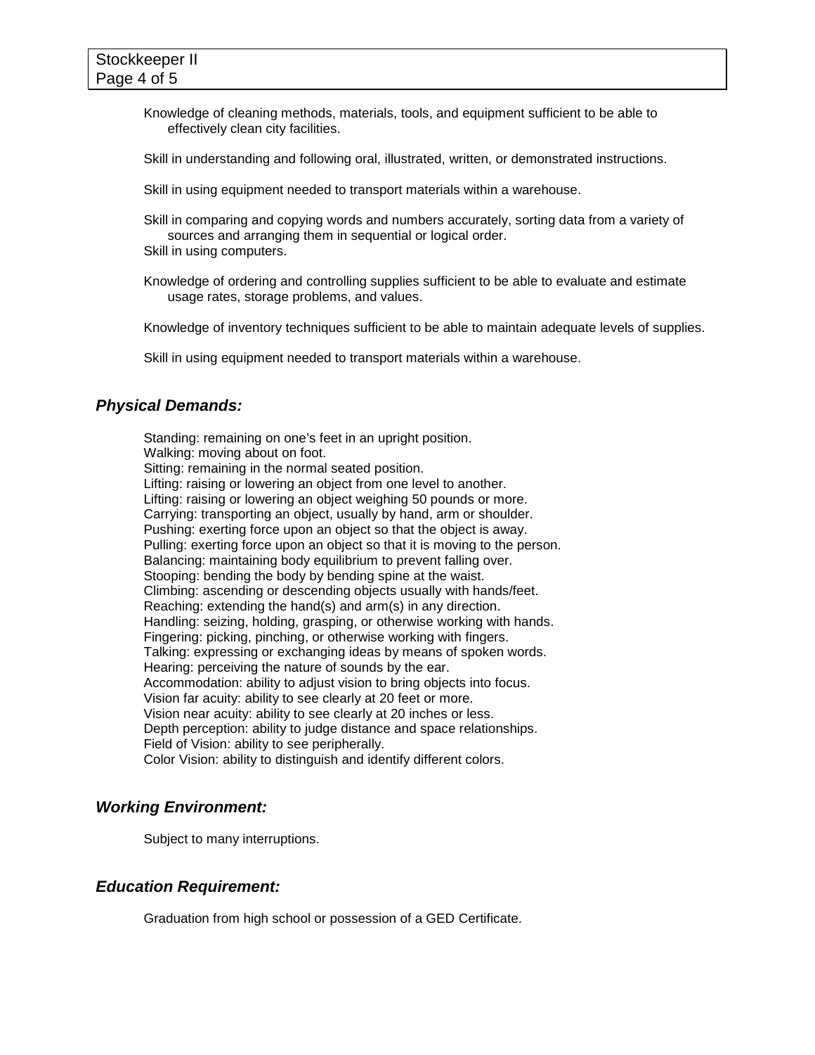Knowledge of cleaning methods, materials, tools, and equipment sufficient to be able to effectively clean city facilities.

Skill in understanding and following oral, illustrated, written, or demonstrated instructions.

Skill in using equipment needed to transport materials within a warehouse.

Skill in comparing and copying words and numbers accurately, sorting data from a variety of sources and arranging them in sequential or logical order.
Skill in using computers.

Knowledge of ordering and controlling supplies sufficient to be able to evaluate and estimate usage rates, storage problems, and values.

Knowledge of inventory techniques sufficient to be able to maintain adequate levels of supplies.

Skill in using equipment needed to transport materials within a warehouse.

## *Physical Demands:*

Standing: remaining on one's feet in an upright position.
Walking: moving about on foot.
Sitting: remaining in the normal seated position.
Lifting: raising or lowering an object from one level to another.
Lifting: raising or lowering an object weighing 50 pounds or more.
Carrying: transporting an object, usually by hand, arm or shoulder.
Pushing: exerting force upon an object so that the object is away.
Pulling: exerting force upon an object so that it is moving to the person.
Balancing: maintaining body equilibrium to prevent falling over.
Stooping: bending the body by bending spine at the waist.
Climbing: ascending or descending objects usually with hands/feet.
Reaching: extending the hand(s) and arm(s) in any direction.
Handling: seizing, holding, grasping, or otherwise working with hands.
Fingering: picking, pinching, or otherwise working with fingers.
Talking: expressing or exchanging ideas by means of spoken words.
Hearing: perceiving the nature of sounds by the ear.
Accommodation: ability to adjust vision to bring objects into focus.
Vision far acuity: ability to see clearly at 20 feet or more.
Vision near acuity: ability to see clearly at 20 inches or less.
Depth perception: ability to judge distance and space relationships.
Field of Vision: ability to see peripherally.
Color Vision: ability to distinguish and identify different colors.

## *Working Environment:*

Subject to many interruptions.

## *Education Requirement:*

Graduation from high school or possession of a GED Certificate.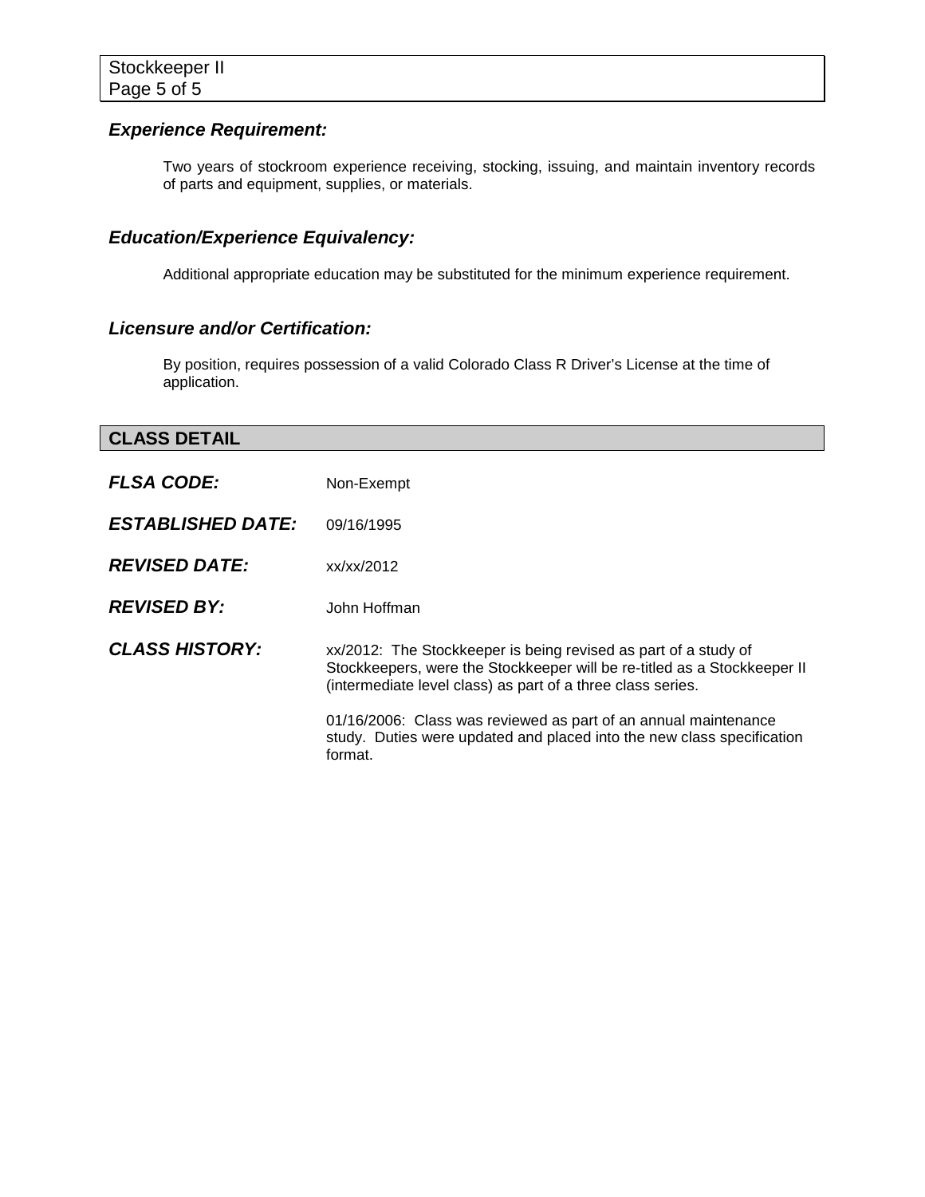### *Experience Requirement:*

Two years of stockroom experience receiving, stocking, issuing, and maintain inventory records of parts and equipment, supplies, or materials.

### *Education/Experience Equivalency:*

Additional appropriate education may be substituted for the minimum experience requirement.

### *Licensure and/or Certification:*

By position, requires possession of a valid Colorado Class R Driver's License at the time of application.

## CLASS DETAIL

***FLSA CODE:*** Non-Exempt

***ESTABLISHED DATE:*** 09/16/1995

***REVISED DATE:*** xx/xx/2012

***REVISED BY:*** John Hoffman

***CLASS HISTORY:*** xx/2012: The Stockkeeper is being revised as part of a study of Stockkeepers, were the Stockkeeper will be re-titled as a Stockkeeper II (intermediate level class) as part of a three class series.

01/16/2006: Class was reviewed as part of an annual maintenance study. Duties were updated and placed into the new class specification format.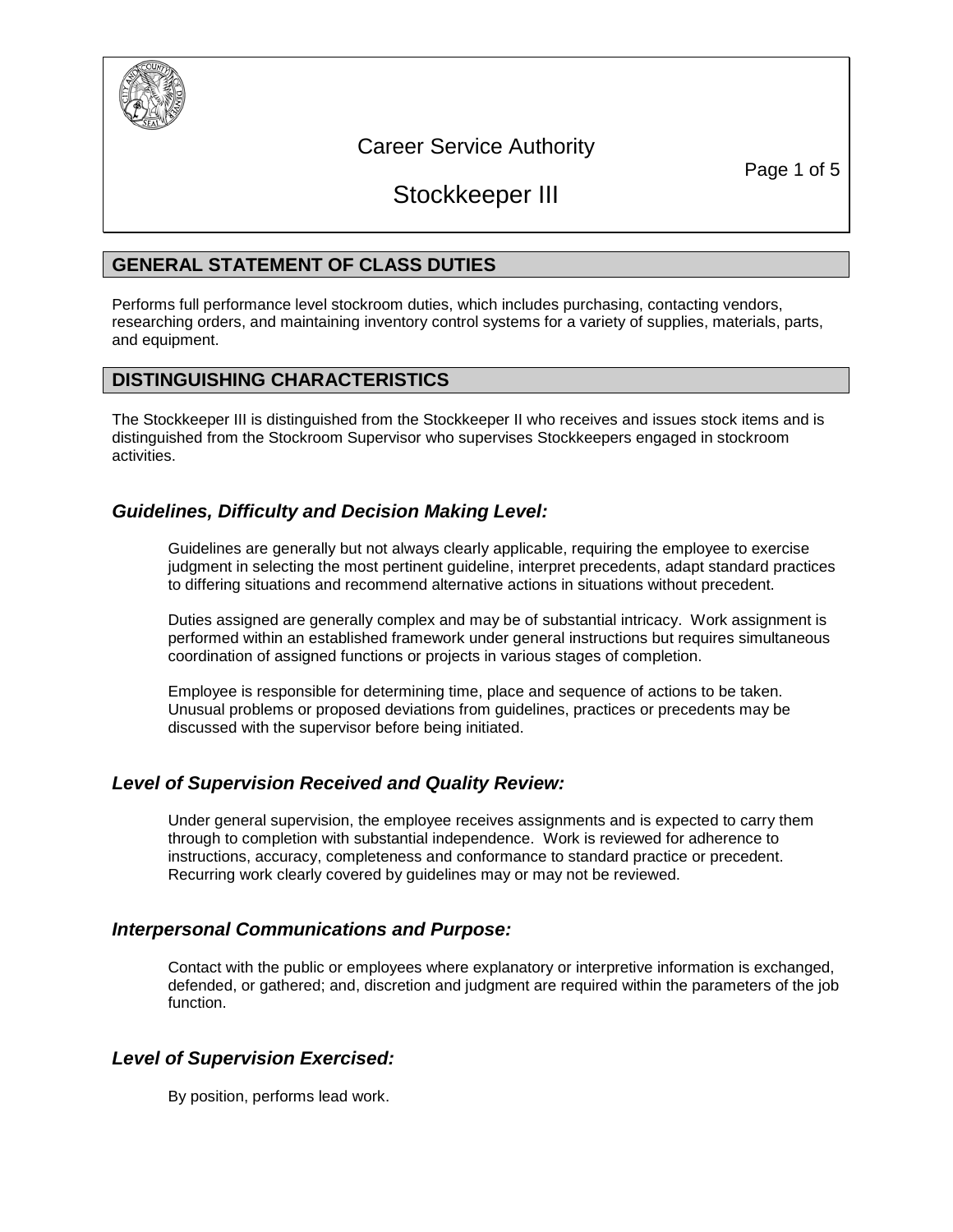Career Service Authority

# Stockkeeper III

## GENERAL STATEMENT OF CLASS DUTIES

Performs full performance level stockroom duties, which includes purchasing, contacting vendors, researching orders, and maintaining inventory control systems for a variety of supplies, materials, parts, and equipment.

## DISTINGUISHING CHARACTERISTICS

The Stockkeeper III is distinguished from the Stockkeeper II who receives and issues stock items and is distinguished from the Stockroom Supervisor who supervises Stockkeepers engaged in stockroom activities.

### *Guidelines, Difficulty and Decision Making Level:*

Guidelines are generally but not always clearly applicable, requiring the employee to exercise judgment in selecting the most pertinent guideline, interpret precedents, adapt standard practices to differing situations and recommend alternative actions in situations without precedent.

Duties assigned are generally complex and may be of substantial intricacy. Work assignment is performed within an established framework under general instructions but requires simultaneous coordination of assigned functions or projects in various stages of completion.

Employee is responsible for determining time, place and sequence of actions to be taken. Unusual problems or proposed deviations from guidelines, practices or precedents may be discussed with the supervisor before being initiated.

### *Level of Supervision Received and Quality Review:*

Under general supervision, the employee receives assignments and is expected to carry them through to completion with substantial independence. Work is reviewed for adherence to instructions, accuracy, completeness and conformance to standard practice or precedent. Recurring work clearly covered by guidelines may or may not be reviewed.

### *Interpersonal Communications and Purpose:*

Contact with the public or employees where explanatory or interpretive information is exchanged, defended, or gathered; and, discretion and judgment are required within the parameters of the job function.

### *Level of Supervision Exercised:*

By position, performs lead work.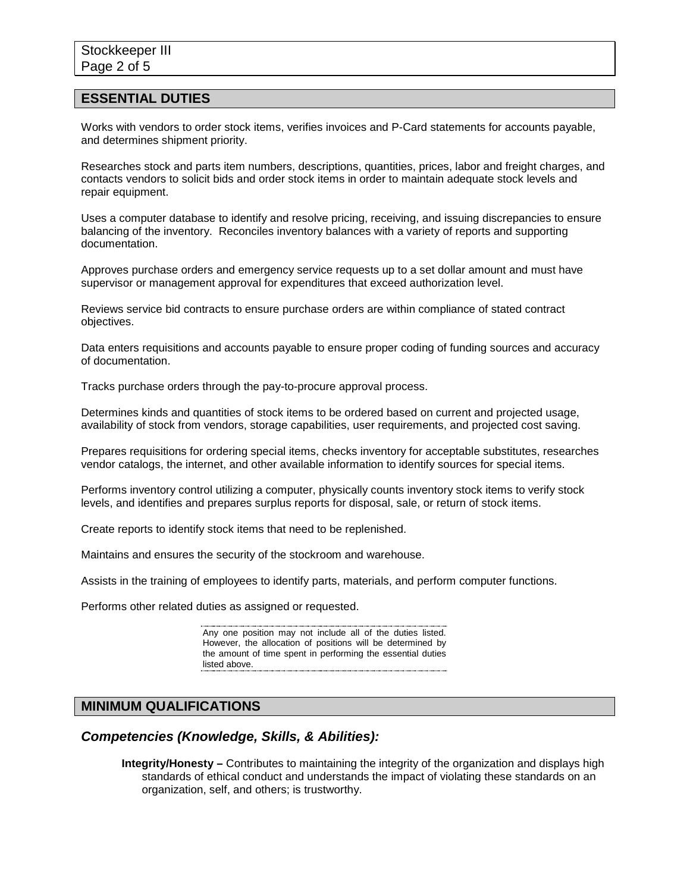## ESSENTIAL DUTIES

Works with vendors to order stock items, verifies invoices and P-Card statements for accounts payable, and determines shipment priority.

Researches stock and parts item numbers, descriptions, quantities, prices, labor and freight charges, and contacts vendors to solicit bids and order stock items in order to maintain adequate stock levels and repair equipment.

Uses a computer database to identify and resolve pricing, receiving, and issuing discrepancies to ensure balancing of the inventory. Reconciles inventory balances with a variety of reports and supporting documentation.

Approves purchase orders and emergency service requests up to a set dollar amount and must have supervisor or management approval for expenditures that exceed authorization level.

Reviews service bid contracts to ensure purchase orders are within compliance of stated contract objectives.

Data enters requisitions and accounts payable to ensure proper coding of funding sources and accuracy of documentation.

Tracks purchase orders through the pay-to-procure approval process.

Determines kinds and quantities of stock items to be ordered based on current and projected usage, availability of stock from vendors, storage capabilities, user requirements, and projected cost saving.

Prepares requisitions for ordering special items, checks inventory for acceptable substitutes, researches vendor catalogs, the internet, and other available information to identify sources for special items.

Performs inventory control utilizing a computer, physically counts inventory stock items to verify stock levels, and identifies and prepares surplus reports for disposal, sale, or return of stock items.

Create reports to identify stock items that need to be replenished.

Maintains and ensures the security of the stockroom and warehouse.

Assists in the training of employees to identify parts, materials, and perform computer functions.

Performs other related duties as assigned or requested.

Any one position may not include all of the duties listed. However, the allocation of positions will be determined by the amount of time spent in performing the essential duties listed above.

## MINIMUM QUALIFICATIONS

### *Competencies (Knowledge, Skills, & Abilities):*

**Integrity/Honesty –** Contributes to maintaining the integrity of the organization and displays high standards of ethical conduct and understands the impact of violating these standards on an organization, self, and others; is trustworthy.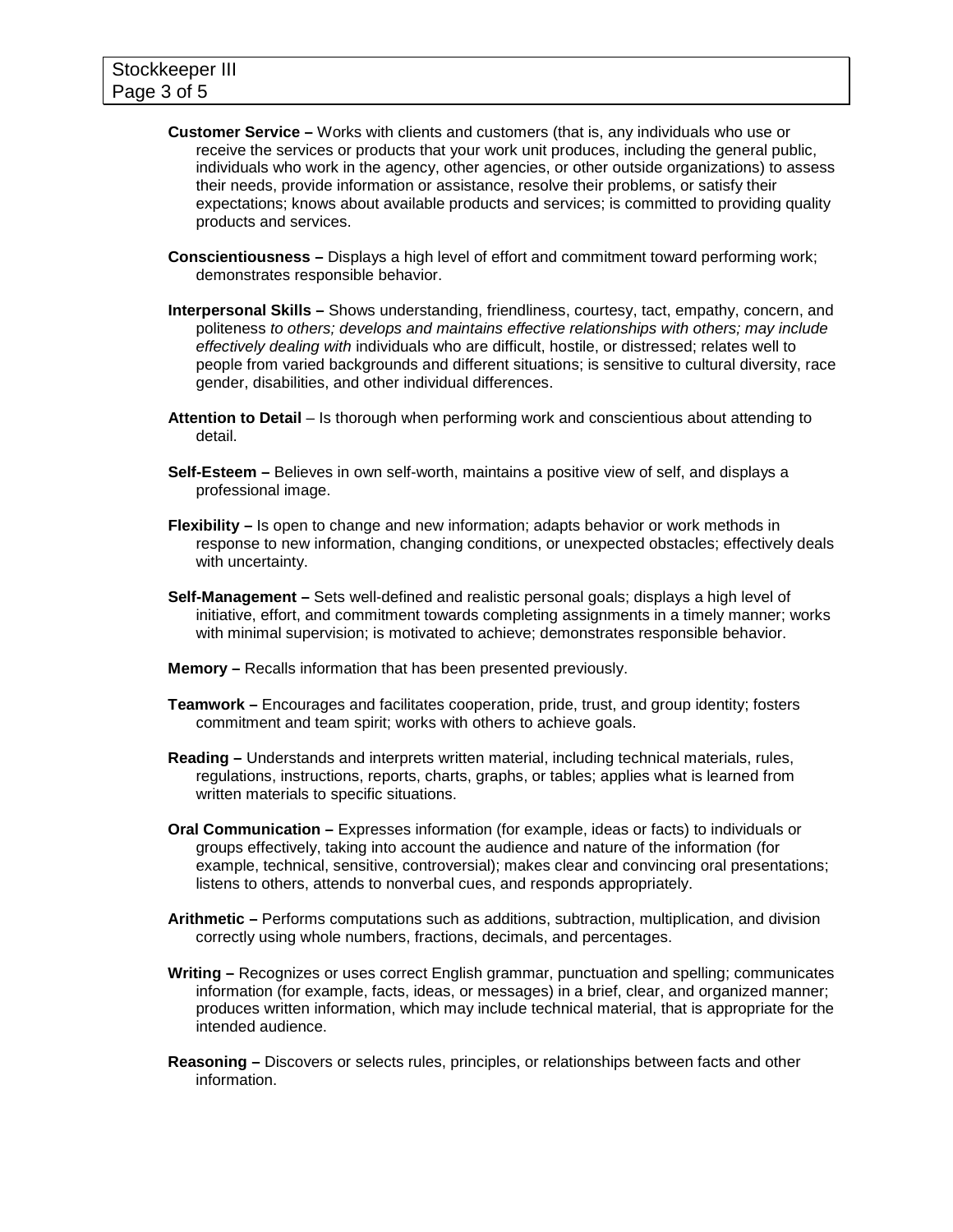**Customer Service –** Works with clients and customers (that is, any individuals who use or receive the services or products that your work unit produces, including the general public, individuals who work in the agency, other agencies, or other outside organizations) to assess their needs, provide information or assistance, resolve their problems, or satisfy their expectations; knows about available products and services; is committed to providing quality products and services.

**Conscientiousness –** Displays a high level of effort and commitment toward performing work; demonstrates responsible behavior.

**Interpersonal Skills –** Shows understanding, friendliness, courtesy, tact, empathy, concern, and politeness *to others; develops and maintains effective relationships with others; may include effectively dealing with* individuals who are difficult, hostile, or distressed; relates well to people from varied backgrounds and different situations; is sensitive to cultural diversity, race gender, disabilities, and other individual differences.

**Attention to Detail** – Is thorough when performing work and conscientious about attending to detail.

**Self-Esteem –** Believes in own self-worth, maintains a positive view of self, and displays a professional image.

**Flexibility –** Is open to change and new information; adapts behavior or work methods in response to new information, changing conditions, or unexpected obstacles; effectively deals with uncertainty.

**Self-Management –** Sets well-defined and realistic personal goals; displays a high level of initiative, effort, and commitment towards completing assignments in a timely manner; works with minimal supervision; is motivated to achieve; demonstrates responsible behavior.

**Memory –** Recalls information that has been presented previously.

**Teamwork –** Encourages and facilitates cooperation, pride, trust, and group identity; fosters commitment and team spirit; works with others to achieve goals.

**Reading –** Understands and interprets written material, including technical materials, rules, regulations, instructions, reports, charts, graphs, or tables; applies what is learned from written materials to specific situations.

**Oral Communication –** Expresses information (for example, ideas or facts) to individuals or groups effectively, taking into account the audience and nature of the information (for example, technical, sensitive, controversial); makes clear and convincing oral presentations; listens to others, attends to nonverbal cues, and responds appropriately.

**Arithmetic –** Performs computations such as additions, subtraction, multiplication, and division correctly using whole numbers, fractions, decimals, and percentages.

**Writing –** Recognizes or uses correct English grammar, punctuation and spelling; communicates information (for example, facts, ideas, or messages) in a brief, clear, and organized manner; produces written information, which may include technical material, that is appropriate for the intended audience.

**Reasoning –** Discovers or selects rules, principles, or relationships between facts and other information.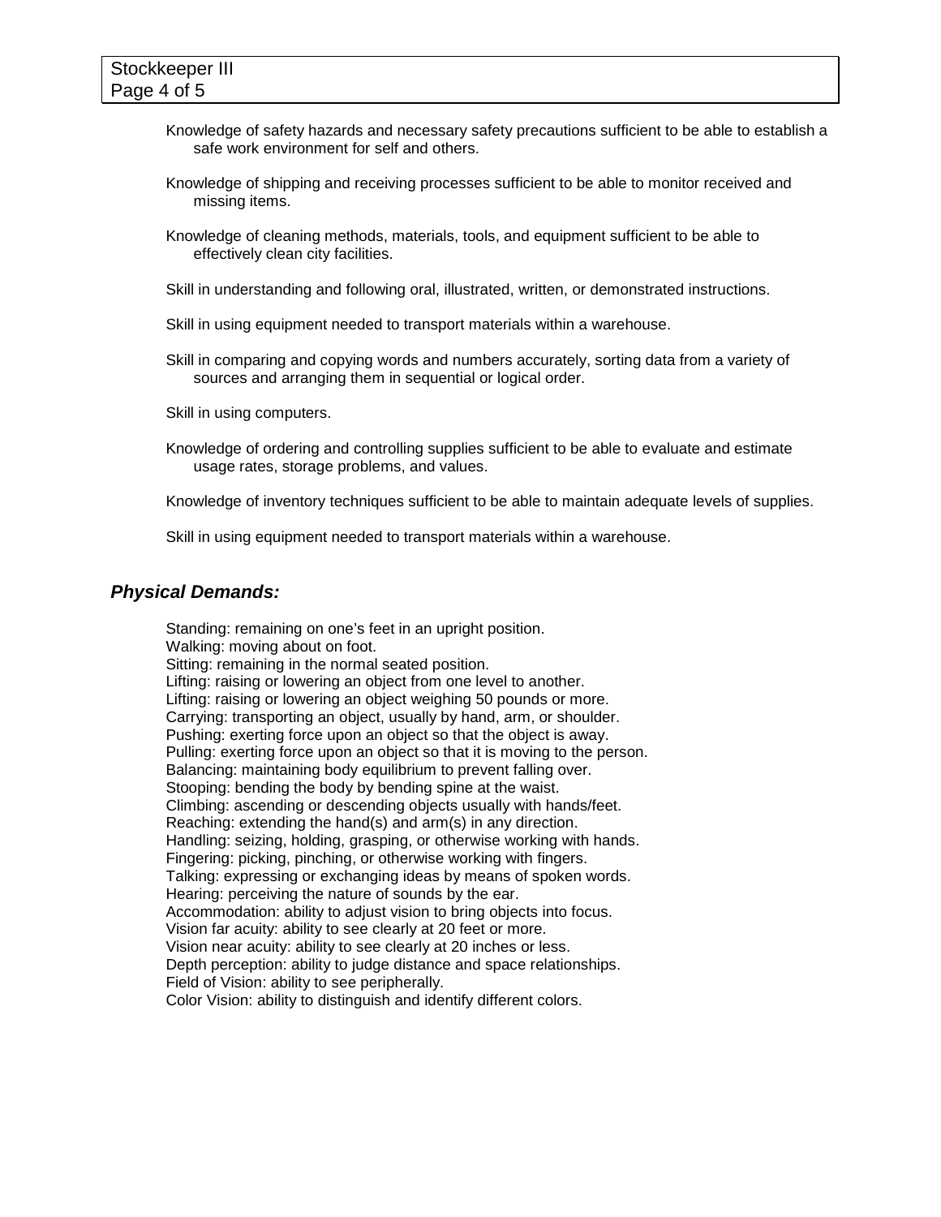Knowledge of safety hazards and necessary safety precautions sufficient to be able to establish a safe work environment for self and others.

Knowledge of shipping and receiving processes sufficient to be able to monitor received and missing items.

Knowledge of cleaning methods, materials, tools, and equipment sufficient to be able to effectively clean city facilities.

Skill in understanding and following oral, illustrated, written, or demonstrated instructions.

Skill in using equipment needed to transport materials within a warehouse.

Skill in comparing and copying words and numbers accurately, sorting data from a variety of sources and arranging them in sequential or logical order.

Skill in using computers.

Knowledge of ordering and controlling supplies sufficient to be able to evaluate and estimate usage rates, storage problems, and values.

Knowledge of inventory techniques sufficient to be able to maintain adequate levels of supplies.

Skill in using equipment needed to transport materials within a warehouse.

## *Physical Demands:*

Standing: remaining on one's feet in an upright position.
Walking: moving about on foot.
Sitting: remaining in the normal seated position.
Lifting: raising or lowering an object from one level to another.
Lifting: raising or lowering an object weighing 50 pounds or more.
Carrying: transporting an object, usually by hand, arm, or shoulder.
Pushing: exerting force upon an object so that the object is away.
Pulling: exerting force upon an object so that it is moving to the person.
Balancing: maintaining body equilibrium to prevent falling over.
Stooping: bending the body by bending spine at the waist.
Climbing: ascending or descending objects usually with hands/feet.
Reaching: extending the hand(s) and arm(s) in any direction.
Handling: seizing, holding, grasping, or otherwise working with hands.
Fingering: picking, pinching, or otherwise working with fingers.
Talking: expressing or exchanging ideas by means of spoken words.
Hearing: perceiving the nature of sounds by the ear.
Accommodation: ability to adjust vision to bring objects into focus.
Vision far acuity: ability to see clearly at 20 feet or more.
Vision near acuity: ability to see clearly at 20 inches or less.
Depth perception: ability to judge distance and space relationships.
Field of Vision: ability to see peripherally.
Color Vision: ability to distinguish and identify different colors.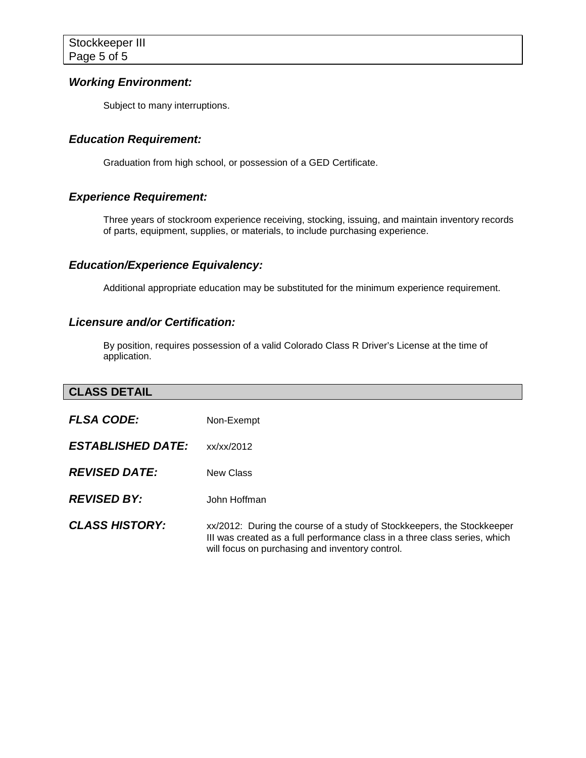### ***Working Environment:***

Subject to many interruptions.

### ***Education Requirement:***

Graduation from high school, or possession of a GED Certificate.

### ***Experience Requirement:***

Three years of stockroom experience receiving, stocking, issuing, and maintain inventory records of parts, equipment, supplies, or materials, to include purchasing experience.

### ***Education/Experience Equivalency:***

Additional appropriate education may be substituted for the minimum experience requirement.

### ***Licensure and/or Certification:***

By position, requires possession of a valid Colorado Class R Driver's License at the time of application.

## CLASS DETAIL

***FLSA CODE:*** Non-Exempt

***ESTABLISHED DATE:*** xx/xx/2012

***REVISED DATE:*** New Class

***REVISED BY:*** John Hoffman

***CLASS HISTORY:*** xx/2012: During the course of a study of Stockkeepers, the Stockkeeper III was created as a full performance class in a three class series, which will focus on purchasing and inventory control.